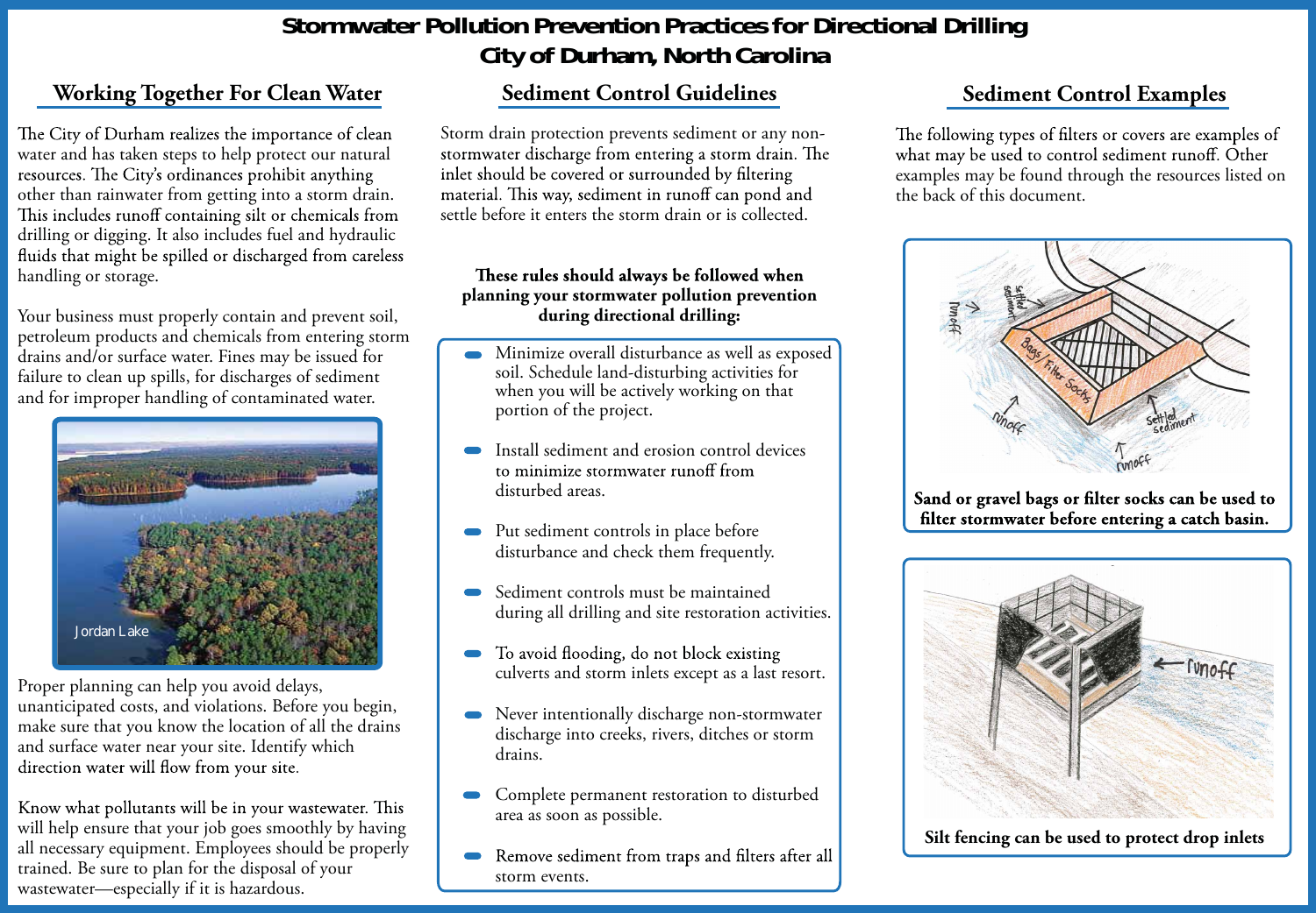# Stormwater Pollution Prevention Practices for Directional Drilling
# City of Durham, North Carolina

## Working Together For Clean Water

The City of Durham realizes the importance of clean water and has taken steps to help protect our natural resources. The City's ordinances prohibit anything other than rainwater from getting into a storm drain. This includes runoff containing silt or chemicals from drilling or digging. It also includes fuel and hydraulic fluids that might be spilled or discharged from careless handling or storage.

Your business must properly contain and prevent soil, petroleum products and chemicals from entering storm drains and/or surface water. Fines may be issued for failure to clean up spills, for discharges of sediment and for improper handling of contaminated water.

Jordan Lake

Proper planning can help you avoid delays, unanticipated costs, and violations. Before you begin, make sure that you know the location of all the drains and surface water near your site. Identify which direction water will flow from your site.

Know what pollutants will be in your wastewater. This will help ensure that your job goes smoothly by having all necessary equipment. Employees should be properly trained. Be sure to plan for the disposal of your wastewater—especially if it is hazardous.

## Sediment Control Guidelines

Storm drain protection prevents sediment or any non-stormwater discharge from entering a storm drain. The inlet should be covered or surrounded by filtering material. This way, sediment in runoff can pond and settle before it enters the storm drain or is collected.

**These rules should always be followed when planning your stormwater pollution prevention during directional drilling:**

- Minimize overall disturbance as well as exposed soil. Schedule land-disturbing activities for when you will be actively working on that portion of the project.
- Install sediment and erosion control devices to minimize stormwater runoff from disturbed areas.
- Put sediment controls in place before disturbance and check them frequently.
- Sediment controls must be maintained during all drilling and site restoration activities.
- To avoid flooding, do not block existing culverts and storm inlets except as a last resort.
- Never intentionally discharge non-stormwater discharge into creeks, rivers, ditches or storm drains.
- Complete permanent restoration to disturbed area as soon as possible.
- Remove sediment from traps and filters after all storm events.

## Sediment Control Examples

The following types of filters or covers are examples of what may be used to control sediment runoff. Other examples may be found through the resources listed on the back of this document.

**Sand or gravel bags or filter socks can be used to filter stormwater before entering a catch basin.**

**Silt fencing can be used to protect drop inlets**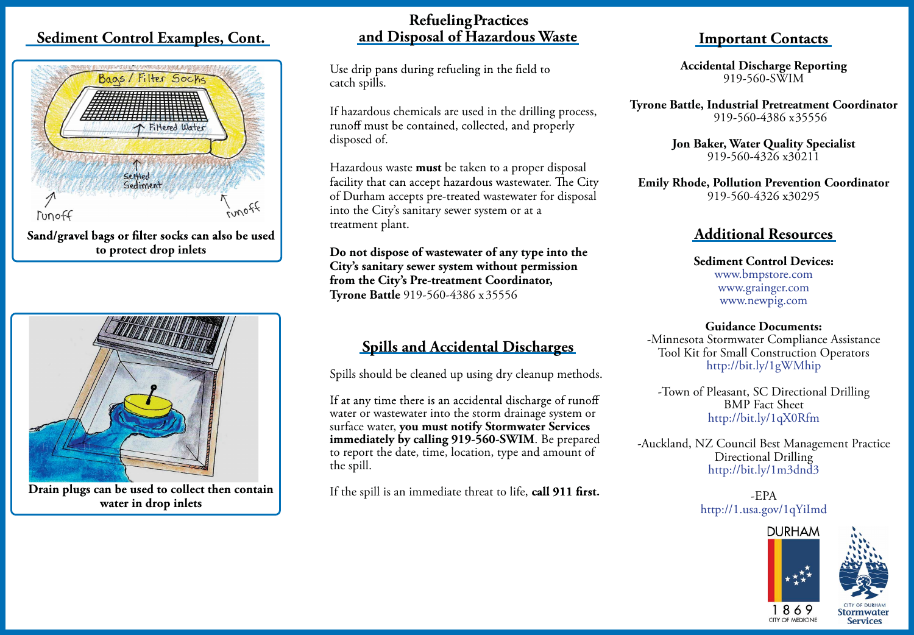## Sediment Control Examples, Cont.

Bags / Filter Socks

Filtered Water

Settled Sediment

runoff

runoff

**Sand/gravel bags or filter socks can also be used to protect drop inlets**

**Drain plugs can be used to collect then contain water in drop inlets**

## Refueling Practices and Disposal of Hazardous Waste

Use drip pans during refueling in the field to catch spills.

If hazardous chemicals are used in the drilling process, runoff must be contained, collected, and properly disposed of.

Hazardous waste **must** be taken to a proper disposal facility that can accept hazardous wastewater. The City of Durham accepts pre-treated wastewater for disposal into the City's sanitary sewer system or at a treatment plant.

**Do not dispose of wastewater of any type into the City's sanitary sewer system without permission from the City's Pre-treatment Coordinator, Tyrone Battle** 919-560-4386 x35556

## Spills and Accidental Discharges

Spills should be cleaned up using dry cleanup methods.

If at any time there is an accidental discharge of runoff water or wastewater into the storm drainage system or surface water, **you must notify Stormwater Services immediately by calling 919-560-SWIM**. Be prepared to report the date, time, location, type and amount of the spill.

If the spill is an immediate threat to life, **call 911 first.**

## Important Contacts

**Accidental Discharge Reporting**
919-560-SWIM

**Tyrone Battle, Industrial Pretreatment Coordinator**
919-560-4386 x35556

**Jon Baker, Water Quality Specialist**
919-560-4326 x30211

**Emily Rhode, Pollution Prevention Coordinator**
919-560-4326 x30295

## Additional Resources

**Sediment Control Devices:**
www.bmpstore.com
www.grainger.com
www.newpig.com

**Guidance Documents:**

-Minnesota Stormwater Compliance Assistance Tool Kit for Small Construction Operators
http://bit.ly/1gWMhip

-Town of Pleasant, SC Directional Drilling BMP Fact Sheet
http://bit.ly/1qX0Rfm

-Auckland, NZ Council Best Management Practice Directional Drilling
http://bit.ly/1m3dnd3

-EPA
http://1.usa.gov/1qYiImd

DURHAM
1869
CITY OF MEDICINE

CITY OF DURHAM
Stormwater Services